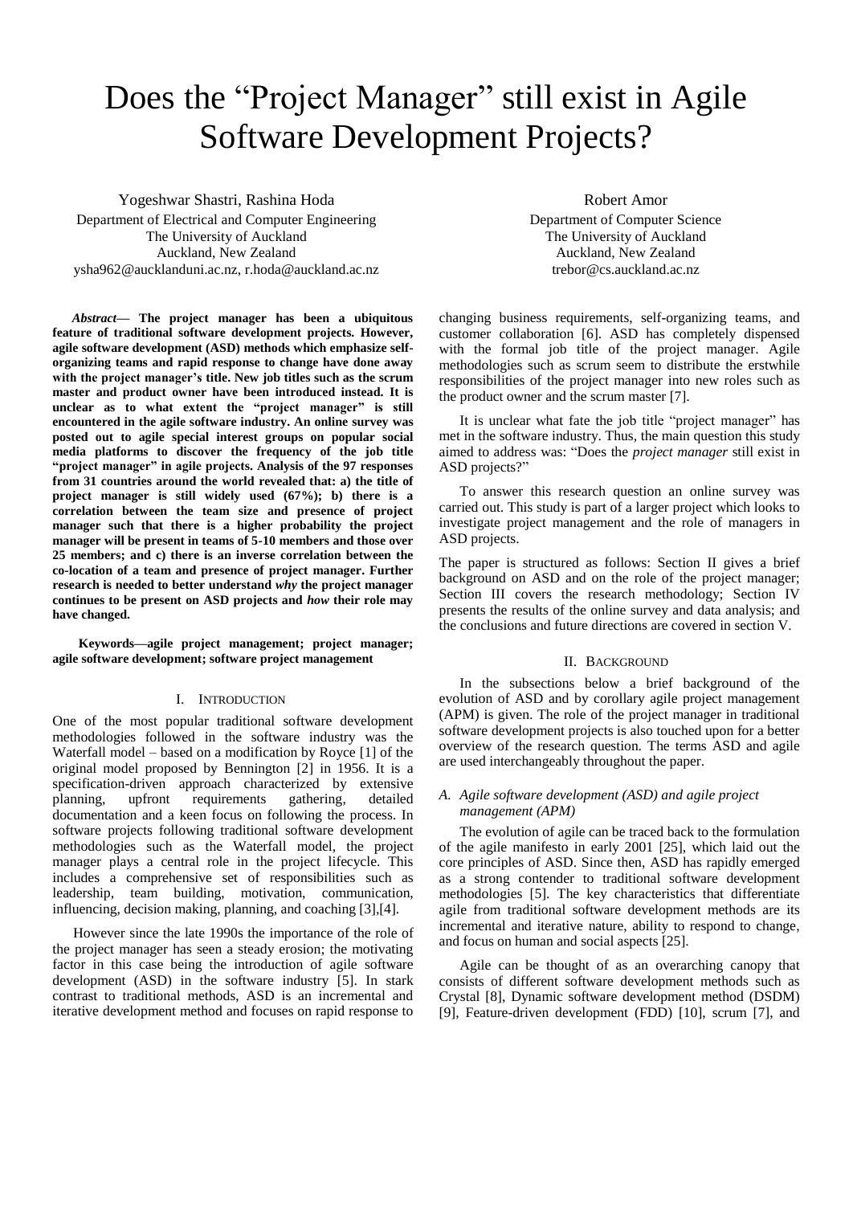# Does the "Project Manager" still exist in Agile Software Development Projects?

Yogeshwar Shastri, Rashina Hoda
Department of Electrical and Computer Engineering
The University of Auckland
Auckland, New Zealand
ysha962@aucklanduni.ac.nz, r.hoda@auckland.ac.nz

Robert Amor
Department of Computer Science
The University of Auckland
Auckland, New Zealand
trebor@cs.auckland.ac.nz

***Abstract*— The project manager has been a ubiquitous feature of traditional software development projects. However, agile software development (ASD) methods which emphasize self-organizing teams and rapid response to change have done away with the project manager's title. New job titles such as the scrum master and product owner have been introduced instead. It is unclear as to what extent the "project manager" is still encountered in the agile software industry. An online survey was posted out to agile special interest groups on popular social media platforms to discover the frequency of the job title "project manager" in agile projects. Analysis of the 97 responses from 31 countries around the world revealed that: a) the title of project manager is still widely used (67%); b) there is a correlation between the team size and presence of project manager such that there is a higher probability the project manager will be present in teams of 5-10 members and those over 25 members; and c) there is an inverse correlation between the co-location of a team and presence of project manager. Further research is needed to better understand *why* the project manager continues to be present on ASD projects and *how* their role may have changed.**

**Keywords—agile project management; project manager; agile software development; software project management**

## I. Introduction

One of the most popular traditional software development methodologies followed in the software industry was the Waterfall model – based on a modification by Royce [1] of the original model proposed by Bennington [2] in 1956. It is a specification-driven approach characterized by extensive planning, upfront requirements gathering, detailed documentation and a keen focus on following the process. In software projects following traditional software development methodologies such as the Waterfall model, the project manager plays a central role in the project lifecycle. This includes a comprehensive set of responsibilities such as leadership, team building, motivation, communication, influencing, decision making, planning, and coaching [3],[4].

However since the late 1990s the importance of the role of the project manager has seen a steady erosion; the motivating factor in this case being the introduction of agile software development (ASD) in the software industry [5]. In stark contrast to traditional methods, ASD is an incremental and iterative development method and focuses on rapid response to changing business requirements, self-organizing teams, and customer collaboration [6]. ASD has completely dispensed with the formal job title of the project manager. Agile methodologies such as scrum seem to distribute the erstwhile responsibilities of the project manager into new roles such as the product owner and the scrum master [7].

It is unclear what fate the job title "project manager" has met in the software industry. Thus, the main question this study aimed to address was: "Does the *project manager* still exist in ASD projects?"

To answer this research question an online survey was carried out. This study is part of a larger project which looks to investigate project management and the role of managers in ASD projects.

The paper is structured as follows: Section II gives a brief background on ASD and on the role of the project manager; Section III covers the research methodology; Section IV presents the results of the online survey and data analysis; and the conclusions and future directions are covered in section V.

## II. Background

In the subsections below a brief background of the evolution of ASD and by corollary agile project management (APM) is given. The role of the project manager in traditional software development projects is also touched upon for a better overview of the research question. The terms ASD and agile are used interchangeably throughout the paper.

### *A. Agile software development (ASD) and agile project management (APM)*

The evolution of agile can be traced back to the formulation of the agile manifesto in early 2001 [25], which laid out the core principles of ASD. Since then, ASD has rapidly emerged as a strong contender to traditional software development methodologies [5]. The key characteristics that differentiate agile from traditional software development methods are its incremental and iterative nature, ability to respond to change, and focus on human and social aspects [25].

Agile can be thought of as an overarching canopy that consists of different software development methods such as Crystal [8], Dynamic software development method (DSDM) [9], Feature-driven development (FDD) [10], scrum [7], and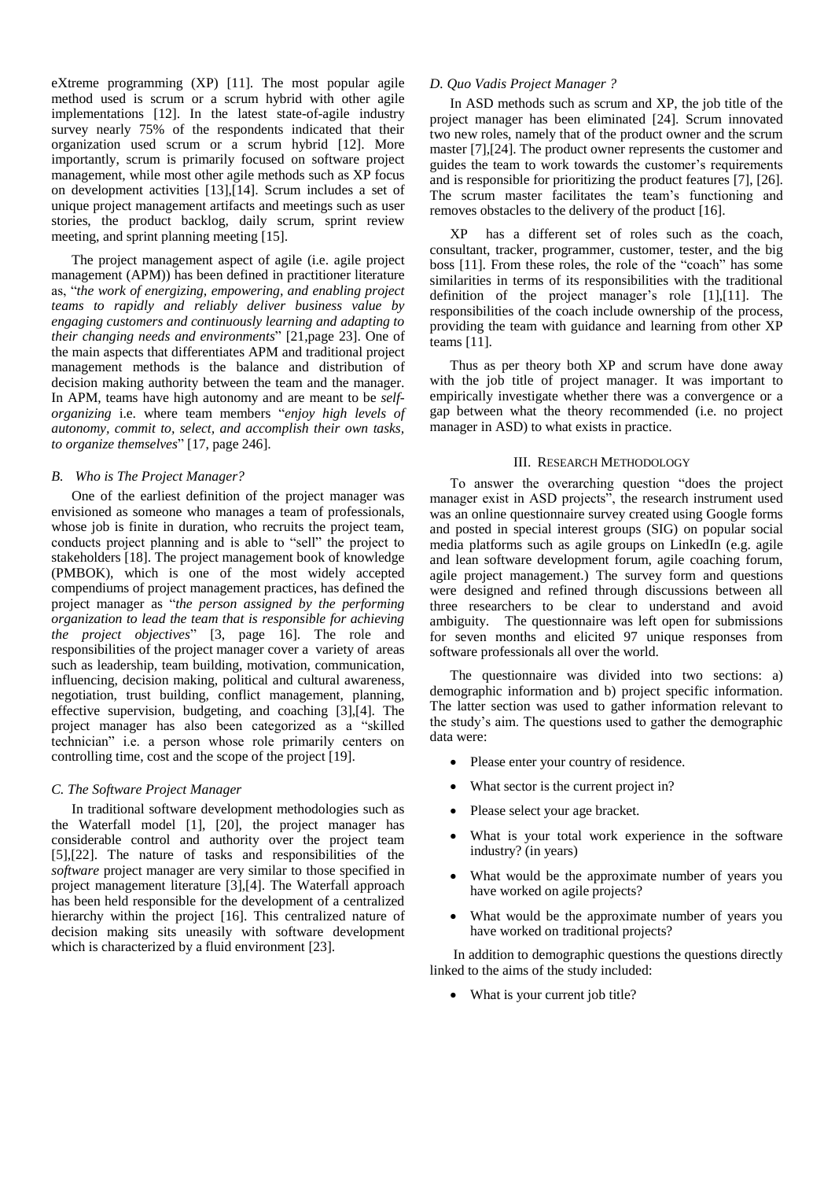eXtreme programming (XP) [11]. The most popular agile method used is scrum or a scrum hybrid with other agile implementations [12]. In the latest state-of-agile industry survey nearly 75% of the respondents indicated that their organization used scrum or a scrum hybrid [12]. More importantly, scrum is primarily focused on software project management, while most other agile methods such as XP focus on development activities [13],[14]. Scrum includes a set of unique project management artifacts and meetings such as user stories, the product backlog, daily scrum, sprint review meeting, and sprint planning meeting [15].

The project management aspect of agile (i.e. agile project management (APM)) has been defined in practitioner literature as, "*the work of energizing, empowering, and enabling project teams to rapidly and reliably deliver business value by engaging customers and continuously learning and adapting to their changing needs and environments*" [21,page 23]. One of the main aspects that differentiates APM and traditional project management methods is the balance and distribution of decision making authority between the team and the manager. In APM, teams have high autonomy and are meant to be *self-organizing* i.e. where team members "*enjoy high levels of autonomy, commit to, select, and accomplish their own tasks, to organize themselves*" [17, page 246].

### B. Who is The Project Manager?

One of the earliest definition of the project manager was envisioned as someone who manages a team of professionals, whose job is finite in duration, who recruits the project team, conducts project planning and is able to "sell" the project to stakeholders [18]. The project management book of knowledge (PMBOK), which is one of the most widely accepted compendiums of project management practices, has defined the project manager as "*the person assigned by the performing organization to lead the team that is responsible for achieving the project objectives*" [3, page 16]. The role and responsibilities of the project manager cover a variety of areas such as leadership, team building, motivation, communication, influencing, decision making, political and cultural awareness, negotiation, trust building, conflict management, planning, effective supervision, budgeting, and coaching [3],[4]. The project manager has also been categorized as a "skilled technician" i.e. a person whose role primarily centers on controlling time, cost and the scope of the project [19].

### C. The Software Project Manager

In traditional software development methodologies such as the Waterfall model [1], [20], the project manager has considerable control and authority over the project team [5],[22]. The nature of tasks and responsibilities of the *software* project manager are very similar to those specified in project management literature [3],[4]. The Waterfall approach has been held responsible for the development of a centralized hierarchy within the project [16]. This centralized nature of decision making sits uneasily with software development which is characterized by a fluid environment [23].

### D. Quo Vadis Project Manager ?

In ASD methods such as scrum and XP, the job title of the project manager has been eliminated [24]. Scrum innovated two new roles, namely that of the product owner and the scrum master [7],[24]. The product owner represents the customer and guides the team to work towards the customer's requirements and is responsible for prioritizing the product features [7], [26]. The scrum master facilitates the team's functioning and removes obstacles to the delivery of the product [16].

XP has a different set of roles such as the coach, consultant, tracker, programmer, customer, tester, and the big boss [11]. From these roles, the role of the "coach" has some similarities in terms of its responsibilities with the traditional definition of the project manager's role [1],[11]. The responsibilities of the coach include ownership of the process, providing the team with guidance and learning from other XP teams [11].

Thus as per theory both XP and scrum have done away with the job title of project manager. It was important to empirically investigate whether there was a convergence or a gap between what the theory recommended (i.e. no project manager in ASD) to what exists in practice.

## III. Research Methodology

To answer the overarching question "does the project manager exist in ASD projects", the research instrument used was an online questionnaire survey created using Google forms and posted in special interest groups (SIG) on popular social media platforms such as agile groups on LinkedIn (e.g. agile and lean software development forum, agile coaching forum, agile project management.) The survey form and questions were designed and refined through discussions between all three researchers to be clear to understand and avoid ambiguity. The questionnaire was left open for submissions for seven months and elicited 97 unique responses from software professionals all over the world.

The questionnaire was divided into two sections: a) demographic information and b) project specific information. The latter section was used to gather information relevant to the study's aim. The questions used to gather the demographic data were:

- Please enter your country of residence.
- What sector is the current project in?
- Please select your age bracket.
- What is your total work experience in the software industry? (in years)
- What would be the approximate number of years you have worked on agile projects?
- What would be the approximate number of years you have worked on traditional projects?

In addition to demographic questions the questions directly linked to the aims of the study included:

- What is your current job title?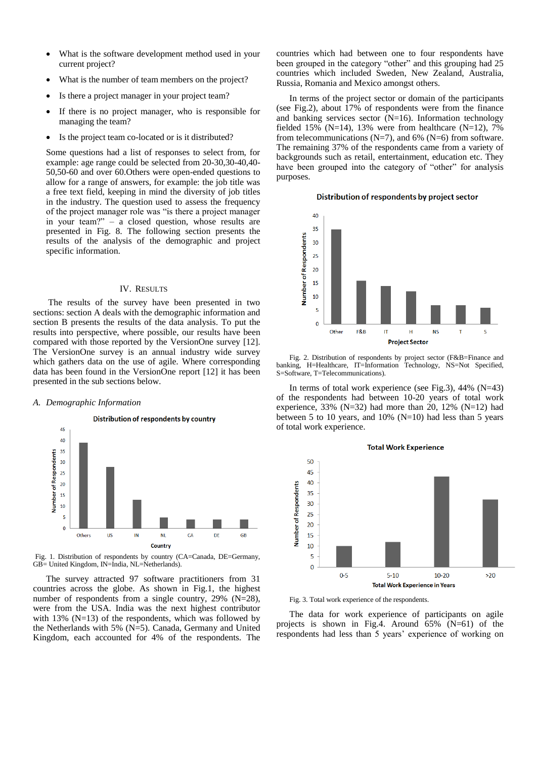- What is the software development method used in your current project?
- What is the number of team members on the project?
- Is there a project manager in your project team?
- If there is no project manager, who is responsible for managing the team?
- Is the project team co-located or is it distributed?

Some questions had a list of responses to select from, for example: age range could be selected from 20-30,30-40,40-50,50-60 and over 60.Others were open-ended questions to allow for a range of answers, for example: the job title was a free text field, keeping in mind the diversity of job titles in the industry. The question used to assess the frequency of the project manager role was "is there a project manager in your team?" – a closed question, whose results are presented in Fig. 8. The following section presents the results of the analysis of the demographic and project specific information.

## IV. Results

The results of the survey have been presented in two sections: section A deals with the demographic information and section B presents the results of the data analysis. To put the results into perspective, where possible, our results have been compared with those reported by the VersionOne survey [12]. The VersionOne survey is an annual industry wide survey which gathers data on the use of agile. Where corresponding data has been found in the VersionOne report [12] it has been presented in the sub sections below.

### *A. Demographic Information*

Fig. 1. Distribution of respondents by country (CA=Canada, DE=Germany, GB= United Kingdom, IN=India, NL=Netherlands).

The survey attracted 97 software practitioners from 31 countries across the globe. As shown in Fig.1, the highest number of respondents from a single country, 29% (N=28), were from the USA. India was the next highest contributor with 13% (N=13) of the respondents, which was followed by the Netherlands with 5% (N=5). Canada, Germany and United Kingdom, each accounted for 4% of the respondents. The countries which had between one to four respondents have been grouped in the category "other" and this grouping had 25 countries which included Sweden, New Zealand, Australia, Russia, Romania and Mexico amongst others.

In terms of the project sector or domain of the participants (see Fig.2), about 17% of respondents were from the finance and banking services sector (N=16). Information technology fielded 15% (N=14), 13% were from healthcare (N=12), 7% from telecommunications (N=7), and 6% (N=6) from software. The remaining 37% of the respondents came from a variety of backgrounds such as retail, entertainment, education etc. They have been grouped into the category of "other" for analysis purposes.

Fig. 2. Distribution of respondents by project sector (F&B=Finance and banking, H=Healthcare, IT=Information Technology, NS=Not Specified, S=Software, T=Telecommunications).

In terms of total work experience (see Fig.3), 44% (N=43) of the respondents had between 10-20 years of total work experience, 33% (N=32) had more than 20, 12% (N=12) had between 5 to 10 years, and 10% (N=10) had less than 5 years of total work experience.

Fig. 3. Total work experience of the respondents.

The data for work experience of participants on agile projects is shown in Fig.4. Around 65% (N=61) of the respondents had less than 5 years' experience of working on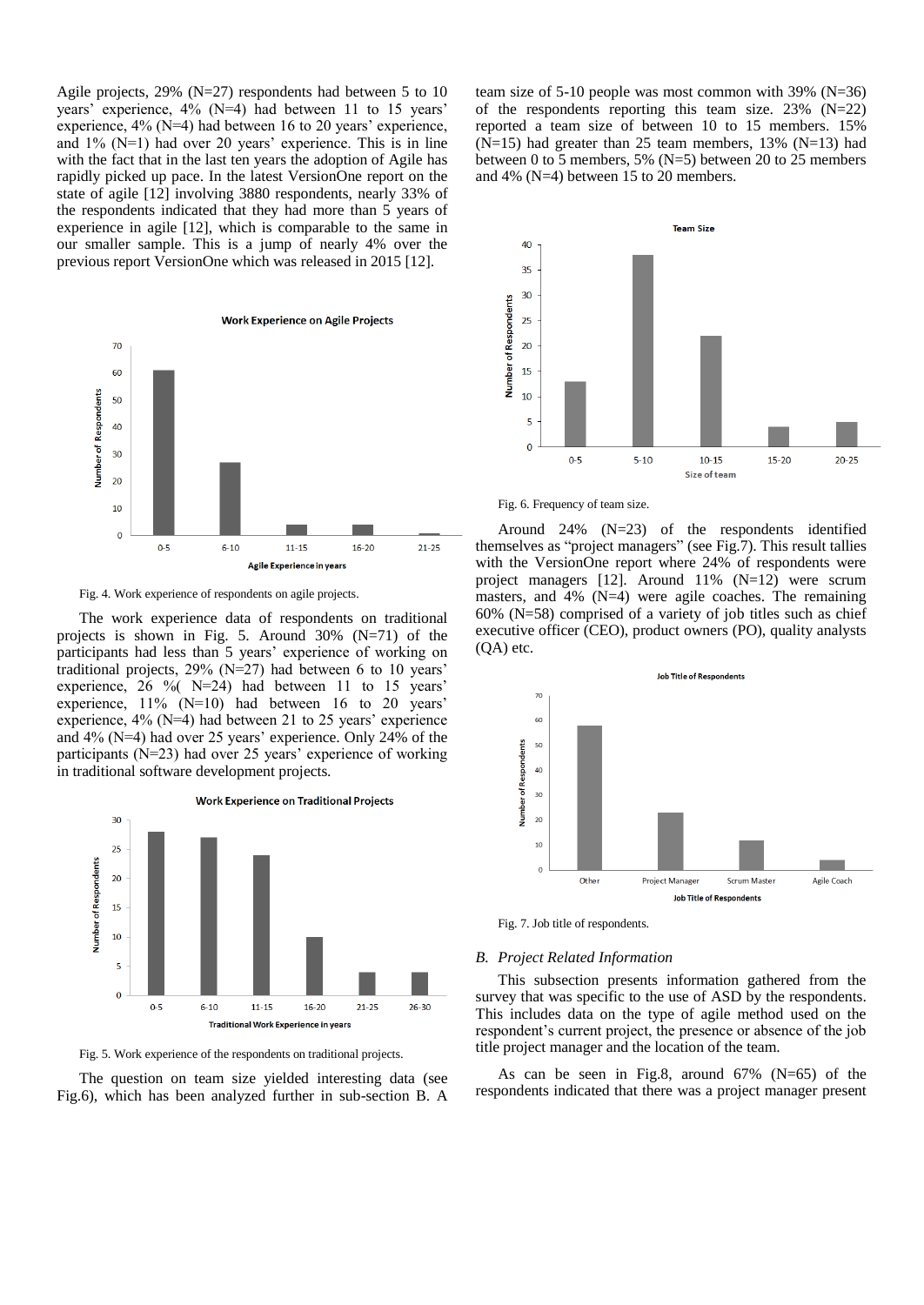Agile projects, 29% (N=27) respondents had between 5 to 10 years' experience, 4% (N=4) had between 11 to 15 years' experience, 4% (N=4) had between 16 to 20 years' experience, and 1% (N=1) had over 20 years' experience. This is in line with the fact that in the last ten years the adoption of Agile has rapidly picked up pace. In the latest VersionOne report on the state of agile [12] involving 3880 respondents, nearly 33% of the respondents indicated that they had more than 5 years of experience in agile [12], which is comparable to the same in our smaller sample. This is a jump of nearly 4% over the previous report VersionOne which was released in 2015 [12].

Fig. 4. Work experience of respondents on agile projects.

The work experience data of respondents on traditional projects is shown in Fig. 5. Around 30% (N=71) of the participants had less than 5 years' experience of working on traditional projects, 29% (N=27) had between 6 to 10 years' experience, 26 %( N=24) had between 11 to 15 years' experience, 11% (N=10) had between 16 to 20 years' experience, 4% (N=4) had between 21 to 25 years' experience and 4% (N=4) had over 25 years' experience. Only 24% of the participants (N=23) had over 25 years' experience of working in traditional software development projects.

Fig. 5. Work experience of the respondents on traditional projects.

The question on team size yielded interesting data (see Fig.6), which has been analyzed further in sub-section B. A team size of 5-10 people was most common with 39% (N=36) of the respondents reporting this team size. 23% (N=22) reported a team size of between 10 to 15 members. 15% (N=15) had greater than 25 team members, 13% (N=13) had between 0 to 5 members, 5% (N=5) between 20 to 25 members and 4% (N=4) between 15 to 20 members.

Fig. 6. Frequency of team size.

Around 24% (N=23) of the respondents identified themselves as "project managers" (see Fig.7). This result tallies with the VersionOne report where 24% of respondents were project managers [12]. Around 11% (N=12) were scrum masters, and 4% (N=4) were agile coaches. The remaining 60% (N=58) comprised of a variety of job titles such as chief executive officer (CEO), product owners (PO), quality analysts (QA) etc.

Fig. 7. Job title of respondents.

### *B. Project Related Information*

This subsection presents information gathered from the survey that was specific to the use of ASD by the respondents. This includes data on the type of agile method used on the respondent's current project, the presence or absence of the job title project manager and the location of the team.

As can be seen in Fig.8, around 67% (N=65) of the respondents indicated that there was a project manager present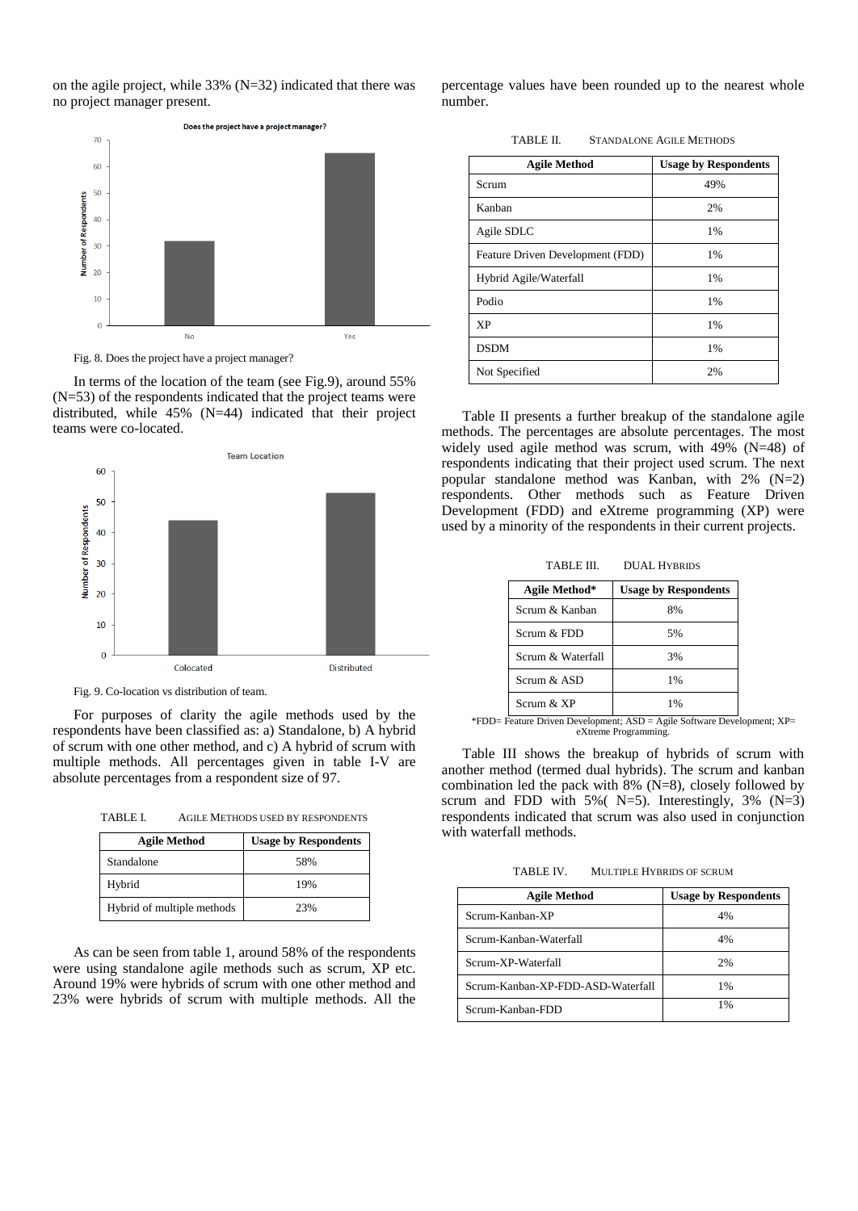on the agile project, while 33% (N=32) indicated that there was no project manager present.

Fig. 8. Does the project have a project manager?

In terms of the location of the team (see Fig.9), around 55% (N=53) of the respondents indicated that the project teams were distributed, while 45% (N=44) indicated that their project teams were co-located.

Fig. 9. Co-location vs distribution of team.

For purposes of clarity the agile methods used by the respondents have been classified as: a) Standalone, b) A hybrid of scrum with one other method, and c) A hybrid of scrum with multiple methods. All percentages given in table I-V are absolute percentages from a respondent size of 97.

TABLE I. AGILE METHODS USED BY RESPONDENTS

| Agile Method | Usage by Respondents |
| --- | --- |
| Standalone | 58% |
| Hybrid | 19% |
| Hybrid of multiple methods | 23% |

As can be seen from table 1, around 58% of the respondents were using standalone agile methods such as scrum, XP etc. Around 19% were hybrids of scrum with one other method and 23% were hybrids of scrum with multiple methods. All the percentage values have been rounded up to the nearest whole number.

TABLE II. STANDALONE AGILE METHODS

| Agile Method | Usage by Respondents |
| --- | --- |
| Scrum | 49% |
| Kanban | 2% |
| Agile SDLC | 1% |
| Feature Driven Development (FDD) | 1% |
| Hybrid Agile/Waterfall | 1% |
| Podio | 1% |
| XP | 1% |
| DSDM | 1% |
| Not Specified | 2% |

Table II presents a further breakup of the standalone agile methods. The percentages are absolute percentages. The most widely used agile method was scrum, with 49% (N=48) of respondents indicating that their project used scrum. The next popular standalone method was Kanban, with 2% (N=2) respondents. Other methods such as Feature Driven Development (FDD) and eXtreme programming (XP) were used by a minority of the respondents in their current projects.

TABLE III. DUAL HYBRIDS

| Agile Method* | Usage by Respondents |
| --- | --- |
| Scrum & Kanban | 8% |
| Scrum & FDD | 5% |
| Scrum & Waterfall | 3% |
| Scrum & ASD | 1% |
| Scrum & XP | 1% |

*FDD= Feature Driven Development; ASD = Agile Software Development; XP= eXtreme Programming.

Table III shows the breakup of hybrids of scrum with another method (termed dual hybrids). The scrum and kanban combination led the pack with 8% (N=8), closely followed by scrum and FDD with 5%( N=5). Interestingly, 3% (N=3) respondents indicated that scrum was also used in conjunction with waterfall methods.

TABLE IV. MULTIPLE HYBRIDS OF SCRUM

| Agile Method | Usage by Respondents |
| --- | --- |
| Scrum-Kanban-XP | 4% |
| Scrum-Kanban-Waterfall | 4% |
| Scrum-XP-Waterfall | 2% |
| Scrum-Kanban-XP-FDD-ASD-Waterfall | 1% |
| Scrum-Kanban-FDD | 1% |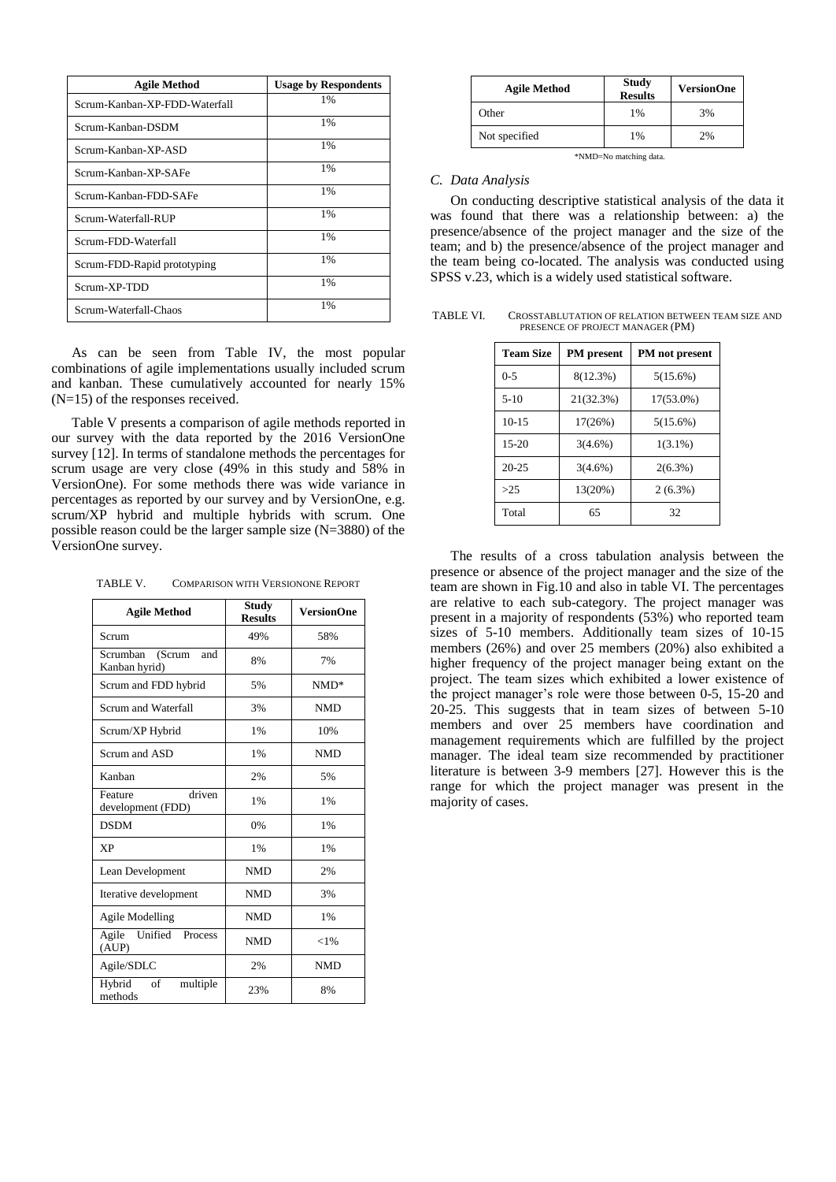| Agile Method | Usage by Respondents |
|---|---|
| Scrum-Kanban-XP-FDD-Waterfall | 1% |
| Scrum-Kanban-DSDM | 1% |
| Scrum-Kanban-XP-ASD | 1% |
| Scrum-Kanban-XP-SAFe | 1% |
| Scrum-Kanban-FDD-SAFe | 1% |
| Scrum-Waterfall-RUP | 1% |
| Scrum-FDD-Waterfall | 1% |
| Scrum-FDD-Rapid prototyping | 1% |
| Scrum-XP-TDD | 1% |
| Scrum-Waterfall-Chaos | 1% |

As can be seen from Table IV, the most popular combinations of agile implementations usually included scrum and kanban. These cumulatively accounted for nearly 15% (N=15) of the responses received.

Table V presents a comparison of agile methods reported in our survey with the data reported by the 2016 VersionOne survey [12]. In terms of standalone methods the percentages for scrum usage are very close (49% in this study and 58% in VersionOne). For some methods there was wide variance in percentages as reported by our survey and by VersionOne, e.g. scrum/XP hybrid and multiple hybrids with scrum. One possible reason could be the larger sample size (N=3880) of the VersionOne survey.

TABLE V. COMPARISON WITH VERSIONONE REPORT

| Agile Method | Study Results | VersionOne |
|---|---|---|
| Scrum | 49% | 58% |
| Scrumban (Scrum and Kanban hyrid) | 8% | 7% |
| Scrum and FDD hybrid | 5% | NMD* |
| Scrum and Waterfall | 3% | NMD |
| Scrum/XP Hybrid | 1% | 10% |
| Scrum and ASD | 1% | NMD |
| Kanban | 2% | 5% |
| Feature driven development (FDD) | 1% | 1% |
| DSDM | 0% | 1% |
| XP | 1% | 1% |
| Lean Development | NMD | 2% |
| Iterative development | NMD | 3% |
| Agile Modelling | NMD | 1% |
| Agile Unified Process (AUP) | NMD | <1% |
| Agile/SDLC | 2% | NMD |
| Hybrid of multiple methods | 23% | 8% |
| Other | 1% | 3% |
| Not specified | 1% | 2% |

*NMD=No matching data.

### C. Data Analysis

On conducting descriptive statistical analysis of the data it was found that there was a relationship between: a) the presence/absence of the project manager and the size of the team; and b) the presence/absence of the project manager and the team being co-located. The analysis was conducted using SPSS v.23, which is a widely used statistical software.

TABLE VI. CROSSTABLUTATION OF RELATION BETWEEN TEAM SIZE AND PRESENCE OF PROJECT MANAGER (PM)

| Team Size | PM present | PM not present |
|---|---|---|
| 0-5 | 8(12.3%) | 5(15.6%) |
| 5-10 | 21(32.3%) | 17(53.0%) |
| 10-15 | 17(26%) | 5(15.6%) |
| 15-20 | 3(4.6%) | 1(3.1%) |
| 20-25 | 3(4.6%) | 2(6.3%) |
| >25 | 13(20%) | 2 (6.3%) |
| Total | 65 | 32 |

The results of a cross tabulation analysis between the presence or absence of the project manager and the size of the team are shown in Fig.10 and also in table VI. The percentages are relative to each sub-category. The project manager was present in a majority of respondents (53%) who reported team sizes of 5-10 members. Additionally team sizes of 10-15 members (26%) and over 25 members (20%) also exhibited a higher frequency of the project manager being extant on the project. The team sizes which exhibited a lower existence of the project manager's role were those between 0-5, 15-20 and 20-25. This suggests that in team sizes of between 5-10 members and over 25 members have coordination and management requirements which are fulfilled by the project manager. The ideal team size recommended by practitioner literature is between 3-9 members [27]. However this is the range for which the project manager was present in the majority of cases.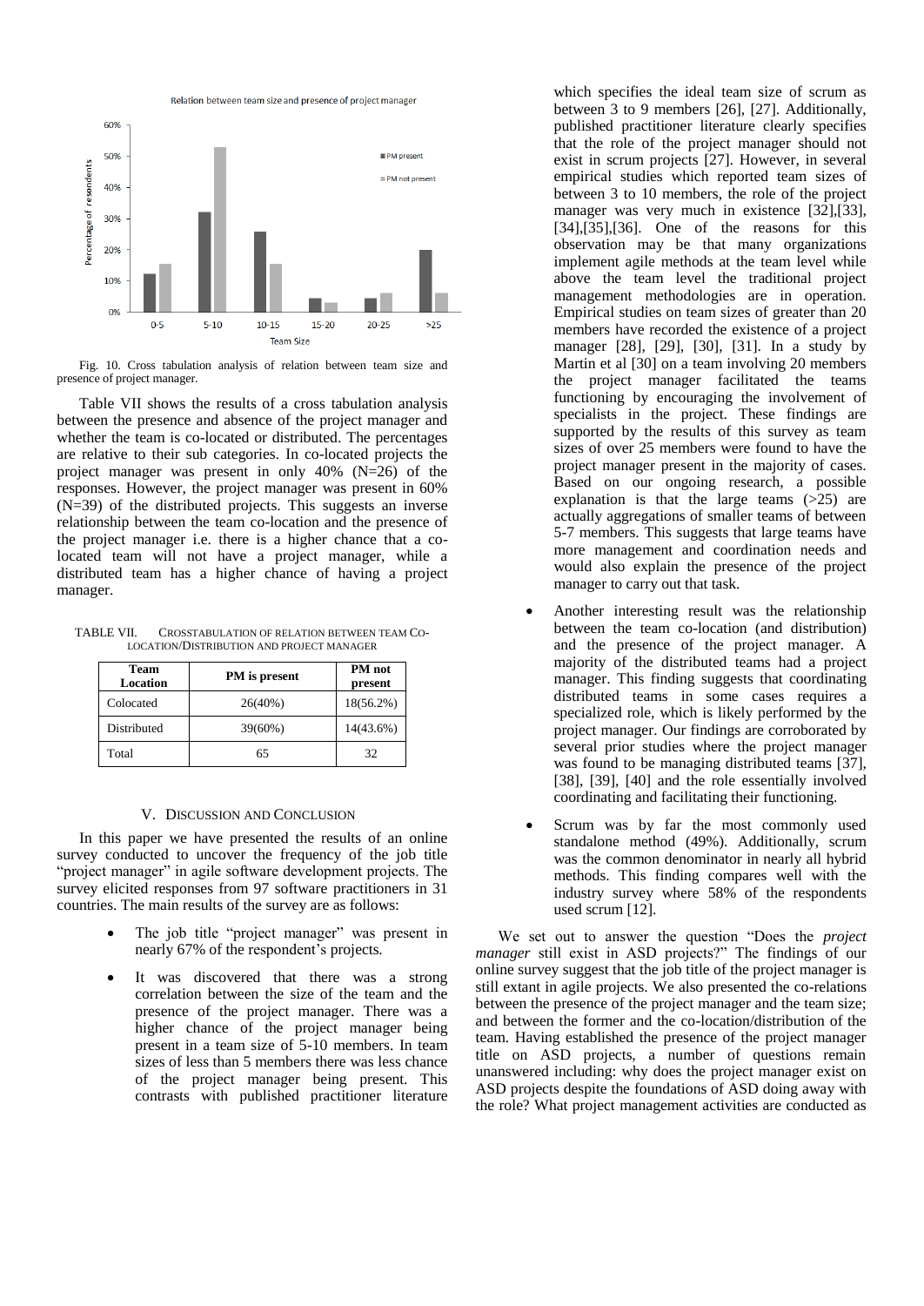Fig. 10. Cross tabulation analysis of relation between team size and presence of project manager.

Table VII shows the results of a cross tabulation analysis between the presence and absence of the project manager and whether the team is co-located or distributed. The percentages are relative to their sub categories. In co-located projects the project manager was present in only 40% (N=26) of the responses. However, the project manager was present in 60% (N=39) of the distributed projects. This suggests an inverse relationship between the team co-location and the presence of the project manager i.e. there is a higher chance that a co-located team will not have a project manager, while a distributed team has a higher chance of having a project manager.

TABLE VII. CROSSTABULATION OF RELATION BETWEEN TEAM CO-LOCATION/DISTRIBUTION AND PROJECT MANAGER

| Team Location | PM is present | PM not present |
|---|---|---|
| Colocated | 26(40%) | 18(56.2%) |
| Distributed | 39(60%) | 14(43.6%) |
| Total | 65 | 32 |

## V. DISCUSSION AND CONCLUSION

In this paper we have presented the results of an online survey conducted to uncover the frequency of the job title "project manager" in agile software development projects. The survey elicited responses from 97 software practitioners in 31 countries. The main results of the survey are as follows:

- The job title "project manager" was present in nearly 67% of the respondent's projects.
- It was discovered that there was a strong correlation between the size of the team and the presence of the project manager. There was a higher chance of the project manager being present in a team size of 5-10 members. In team sizes of less than 5 members there was less chance of the project manager being present. This contrasts with published practitioner literature which specifies the ideal team size of scrum as between 3 to 9 members [26], [27]. Additionally, published practitioner literature clearly specifies that the role of the project manager should not exist in scrum projects [27]. However, in several empirical studies which reported team sizes of between 3 to 10 members, the role of the project manager was very much in existence [32],[33],[34],[35],[36]. One of the reasons for this observation may be that many organizations implement agile methods at the team level while above the team level the traditional project management methodologies are in operation. Empirical studies on team sizes of greater than 20 members have recorded the existence of a project manager [28], [29], [30], [31]. In a study by Martin et al [30] on a team involving 20 members the project manager facilitated the teams functioning by encouraging the involvement of specialists in the project. These findings are supported by the results of this survey as team sizes of over 25 members were found to have the project manager present in the majority of cases. Based on our ongoing research, a possible explanation is that the large teams (>25) are actually aggregations of smaller teams of between 5-7 members. This suggests that large teams have more management and coordination needs and would also explain the presence of the project manager to carry out that task.
- Another interesting result was the relationship between the team co-location (and distribution) and the presence of the project manager. A majority of the distributed teams had a project manager. This finding suggests that coordinating distributed teams in some cases requires a specialized role, which is likely performed by the project manager. Our findings are corroborated by several prior studies where the project manager was found to be managing distributed teams [37], [38], [39], [40] and the role essentially involved coordinating and facilitating their functioning.
- Scrum was by far the most commonly used standalone method (49%). Additionally, scrum was the common denominator in nearly all hybrid methods. This finding compares well with the industry survey where 58% of the respondents used scrum [12].

We set out to answer the question "Does the *project manager* still exist in ASD projects?" The findings of our online survey suggest that the job title of the project manager is still extant in agile projects. We also presented the co-relations between the presence of the project manager and the team size; and between the former and the co-location/distribution of the team. Having established the presence of the project manager title on ASD projects, a number of questions remain unanswered including: why does the project manager exist on ASD projects despite the foundations of ASD doing away with the role? What project management activities are conducted as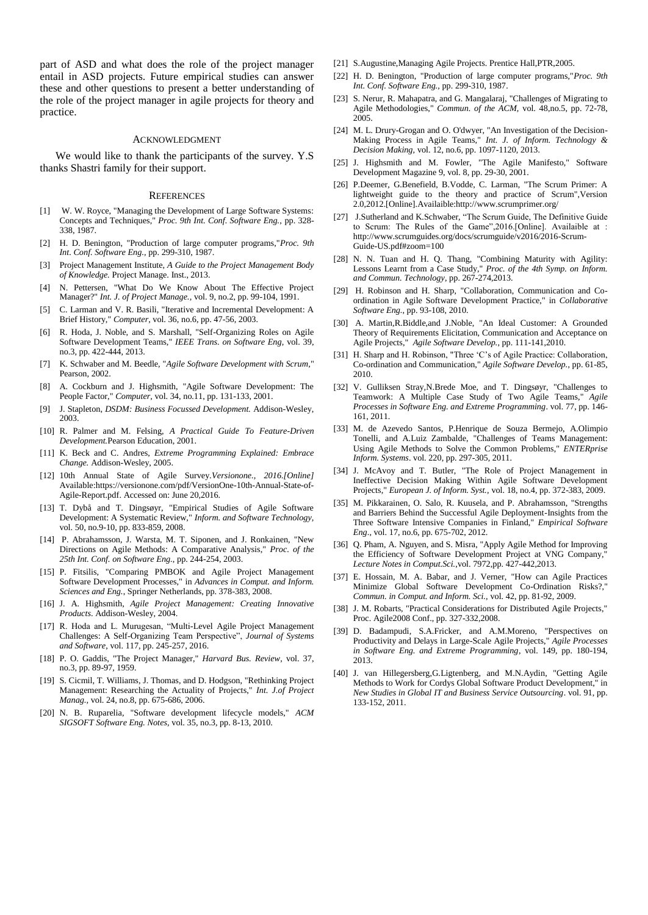part of ASD and what does the role of the project manager entail in ASD projects. Future empirical studies can answer these and other questions to present a better understanding of the role of the project manager in agile projects for theory and practice.

## Acknowledgment

We would like to thank the participants of the survey. Y.S thanks Shastri family for their support.

## References

[1] W. W. Royce, "Managing the Development of Large Software Systems: Concepts and Techniques," *Proc. 9th Int. Conf. Software Eng.*, pp. 328-338, 1987.

[2] H. D. Benington, "Production of large computer programs,"*Proc. 9th Int. Conf. Software Eng.*, pp. 299-310, 1987.

[3] Project Management Institute, *A Guide to the Project Management Body of Knowledge.* Project Manage. Inst., 2013.

[4] N. Pettersen, "What Do We Know About The Effective Project Manager?" *Int. J. of Project Manage.*, vol. 9, no.2, pp. 99-104, 1991.

[5] C. Larman and V. R. Basili, "Iterative and Incremental Development: A Brief History," *Computer*, vol. 36, no.6, pp. 47-56, 2003.

[6] R. Hoda, J. Noble, and S. Marshall, "Self-Organizing Roles on Agile Software Development Teams," *IEEE Trans. on Software Eng*, vol. 39, no.3, pp. 422-444, 2013.

[7] K. Schwaber and M. Beedle, "*Agile Software Development with Scrum*," Pearson, 2002.

[8] A. Cockburn and J. Highsmith, "Agile Software Development: The People Factor," *Computer*, vol. 34, no.11, pp. 131-133, 2001.

[9] J. Stapleton, *DSDM: Business Focussed Development.* Addison-Wesley, 2003.

[10] R. Palmer and M. Felsing, *A Practical Guide To Feature-Driven Development.*Pearson Education, 2001.

[11] K. Beck and C. Andres, *Extreme Programming Explained: Embrace Change.* Addison-Wesley, 2005.

[12] 10th Annual State of Agile Survey.*Versionone., 2016.[Online]* Available:https://versionone.com/pdf/VersionOne-10th-Annual-State-of-Agile-Report.pdf. Accessed on: June 20,2016.

[13] T. Dybå and T. Dingsøyr, "Empirical Studies of Agile Software Development: A Systematic Review," *Inform. and Software Technology*, vol. 50, no.9-10, pp. 833-859, 2008.

[14] P. Abrahamsson, J. Warsta, M. T. Siponen, and J. Ronkainen, "New Directions on Agile Methods: A Comparative Analysis," *Proc. of the 25th Int. Conf. on Software Eng.*, pp. 244-254, 2003.

[15] P. Fitsilis, "Comparing PMBOK and Agile Project Management Software Development Processes," in *Advances in Comput. and Inform. Sciences and Eng.*, Springer Netherlands, pp. 378-383, 2008.

[16] J. A. Highsmith, *Agile Project Management: Creating Innovative Products*. Addison-Wesley, 2004.

[17] R. Hoda and L. Murugesan, "Multi-Level Agile Project Management Challenges: A Self-Organizing Team Perspective", *Journal of Systems and Software*, vol. 117, pp. 245-257, 2016.

[18] P. O. Gaddis, "The Project Manager," *Harvard Bus. Review*, vol. 37, no.3, pp. 89-97, 1959.

[19] S. Cicmil, T. Williams, J. Thomas, and D. Hodgson, "Rethinking Project Management: Researching the Actuality of Projects," *Int. J.of Project Manag.*, vol. 24, no.8, pp. 675-686, 2006.

[20] N. B. Ruparelia, "Software development lifecycle models," *ACM SIGSOFT Software Eng. Notes*, vol. 35, no.3, pp. 8-13, 2010.

[21] S.Augustine,Managing Agile Projects. Prentice Hall,PTR,2005.

[22] H. D. Benington, "Production of large computer programs,"*Proc. 9th Int. Conf. Software Eng.*, pp. 299-310, 1987.

[23] S. Nerur, R. Mahapatra, and G. Mangalaraj, "Challenges of Migrating to Agile Methodologies," *Commun. of the ACM*, vol. 48,no.5, pp. 72-78, 2005.

[24] M. L. Drury-Grogan and O. O'dwyer, "An Investigation of the Decision-Making Process in Agile Teams," *Int. J. of Inform. Technology & Decision Making*, vol. 12, no.6, pp. 1097-1120, 2013.

[25] J. Highsmith and M. Fowler, "The Agile Manifesto," Software Development Magazine 9, vol. 8, pp. 29-30, 2001.

[26] P.Deemer, G.Benefield, B.Vodde, C. Larman, "The Scrum Primer: A lightweight guide to the theory and practice of Scrum",Version 2.0,2012.[Online].Availaible:http://www.scrumprimer.org/

[27] J.Sutherland and K.Schwaber, "The Scrum Guide, The Definitive Guide to Scrum: The Rules of the Game",2016.[Online]. Availaible at : http://www.scrumguides.org/docs/scrumguide/v2016/2016-Scrum-Guide-US.pdf#zoom=100

[28] N. N. Tuan and H. Q. Thang, "Combining Maturity with Agility: Lessons Learnt from a Case Study," *Proc. of the 4th Symp. on Inform. and Commun. Technology*, pp. 267-274,2013.

[29] H. Robinson and H. Sharp, "Collaboration, Communication and Co-ordination in Agile Software Development Practice," in *Collaborative Software Eng.*, pp. 93-108, 2010.

[30] A. Martin,R.Biddle,and J.Noble, "An Ideal Customer: A Grounded Theory of Requirements Elicitation, Communication and Acceptance on Agile Projects," *Agile Software Develop.*, pp. 111-141,2010.

[31] H. Sharp and H. Robinson, "Three 'C's of Agile Practice: Collaboration, Co-ordination and Communication," *Agile Software Develop.*, pp. 61-85, 2010.

[32] V. Gulliksen Stray,N.Brede Moe, and T. Dingsøyr, "Challenges to Teamwork: A Multiple Case Study of Two Agile Teams," *Agile Processes in Software Eng. and Extreme Programming*. vol. 77, pp. 146-161, 2011.

[33] M. de Azevedo Santos, P.Henrique de Souza Bermejo, A.Olimpio Tonelli, and A.Luiz Zambalde, "Challenges of Teams Management: Using Agile Methods to Solve the Common Problems," *ENTERprise Inform. Systems*. vol. 220, pp. 297-305, 2011.

[34] J. McAvoy and T. Butler, "The Role of Project Management in Ineffective Decision Making Within Agile Software Development Projects," *European J. of Inform. Syst.*, vol. 18, no.4, pp. 372-383, 2009.

[35] M. Pikkarainen, O. Salo, R. Kuusela, and P. Abrahamsson, "Strengths and Barriers Behind the Successful Agile Deployment-Insights from the Three Software Intensive Companies in Finland," *Empirical Software Eng.*, vol. 17, no.6, pp. 675-702, 2012.

[36] Q. Pham, A. Nguyen, and S. Misra, "Apply Agile Method for Improving the Efficiency of Software Development Project at VNG Company," *Lecture Notes in Comput.Sci.*,vol. 7972,pp. 427-442,2013.

[37] E. Hossain, M. A. Babar, and J. Verner, "How can Agile Practices Minimize Global Software Development Co-Ordination Risks?," *Commun. in Comput. and Inform. Sci.*, vol. 42, pp. 81-92, 2009.

[38] J. M. Robarts, "Practical Considerations for Distributed Agile Projects," Proc. Agile2008 Conf., pp. 327-332,2008.

[39] D. Badampudi, S.A.Fricker, and A.M.Moreno, "Perspectives on Productivity and Delays in Large-Scale Agile Projects," *Agile Processes in Software Eng. and Extreme Programming*, vol. 149, pp. 180-194, 2013.

[40] J. van Hillegersberg,G.Ligtenberg, and M.N.Aydin, "Getting Agile Methods to Work for Cordys Global Software Product Development," in *New Studies in Global IT and Business Service Outsourcing*. vol. 91, pp. 133-152, 2011.